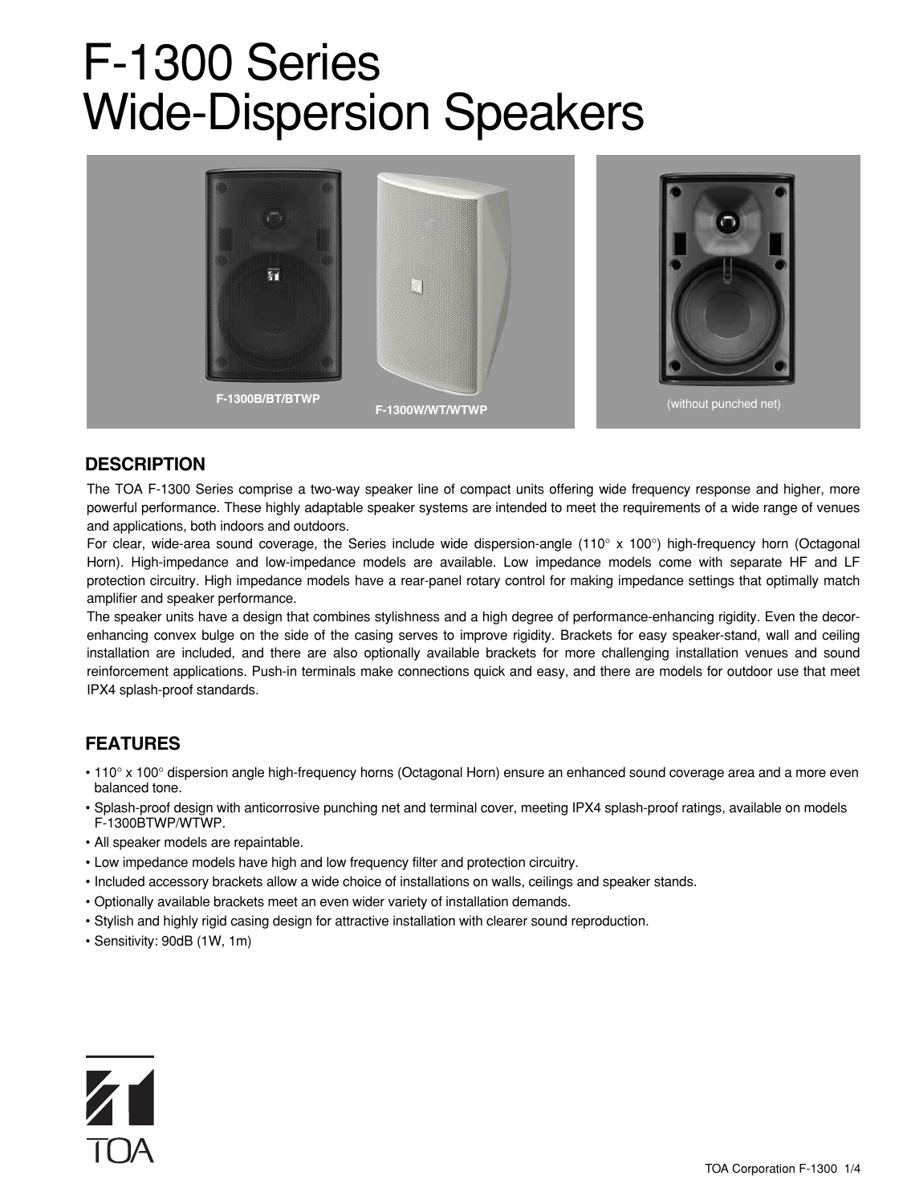# F-1300 Series Wide-Dispersion Speakers

F-1300B/BT/BTWP

F-1300W/WT/WTWP

(without punched net)

## DESCRIPTION

The TOA F-1300 Series comprise a two-way speaker line of compact units offering wide frequency response and higher, more powerful performance. These highly adaptable speaker systems are intended to meet the requirements of a wide range of venues and applications, both indoors and outdoors.

For clear, wide-area sound coverage, the Series include wide dispersion-angle (110° x 100°) high-frequency horn (Octagonal Horn). High-impedance and low-impedance models are available. Low impedance models come with separate HF and LF protection circuitry. High impedance models have a rear-panel rotary control for making impedance settings that optimally match amplifier and speaker performance.

The speaker units have a design that combines stylishness and a high degree of performance-enhancing rigidity. Even the decor-enhancing convex bulge on the side of the casing serves to improve rigidity. Brackets for easy speaker-stand, wall and ceiling installation are included, and there are also optionally available brackets for more challenging installation venues and sound reinforcement applications. Push-in terminals make connections quick and easy, and there are models for outdoor use that meet IPX4 splash-proof standards.

## FEATURES

- 110° x 100° dispersion angle high-frequency horns (Octagonal Horn) ensure an enhanced sound coverage area and a more even balanced tone.
- Splash-proof design with anticorrosive punching net and terminal cover, meeting IPX4 splash-proof ratings, available on models F-1300BTWP/WTWP.
- All speaker models are repaintable.
- Low impedance models have high and low frequency filter and protection circuitry.
- Included accessory brackets allow a wide choice of installations on walls, ceilings and speaker stands.
- Optionally available brackets meet an even wider variety of installation demands.
- Stylish and highly rigid casing design for attractive installation with clearer sound reproduction.
- Sensitivity: 90dB (1W, 1m)

TOA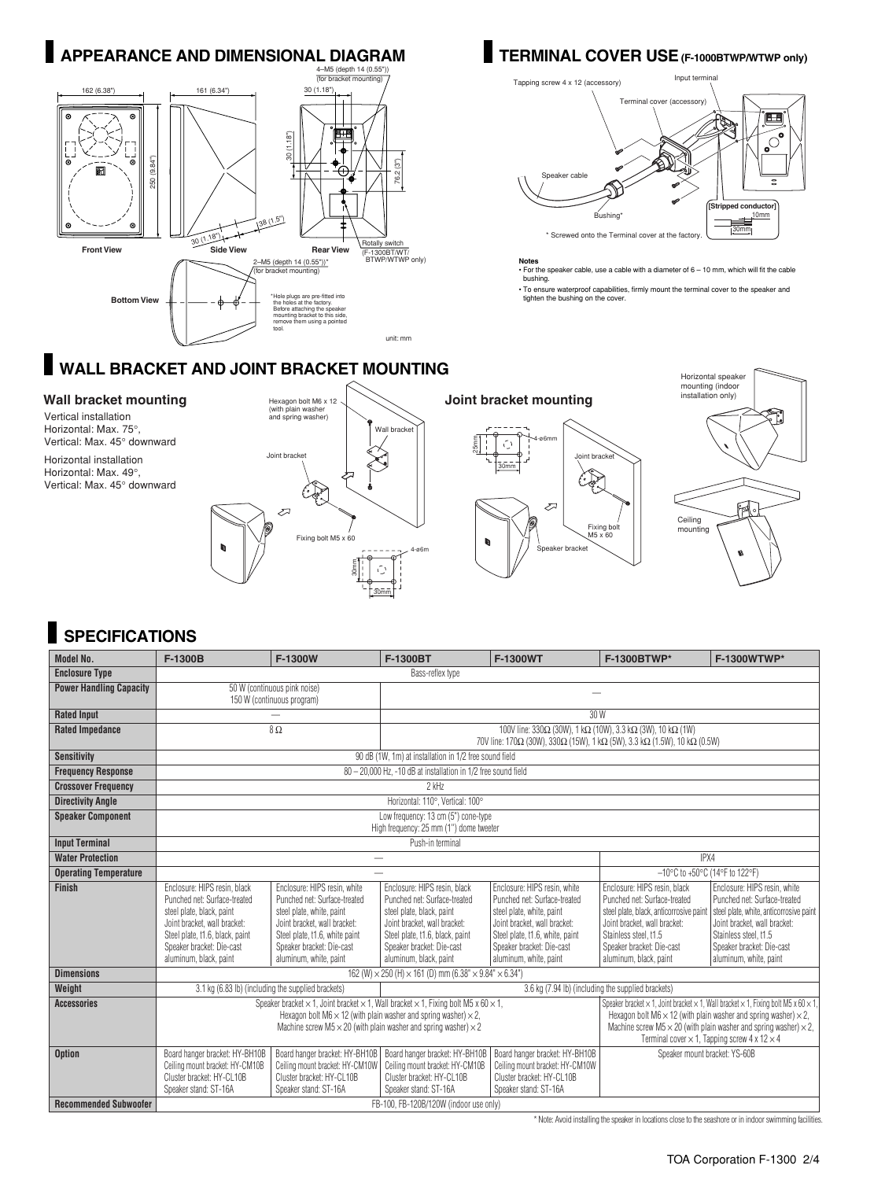## APPEARANCE AND DIMENSIONAL DIAGRAM

4–M5 (depth 14 (0.55")) (for bracket mounting)

162 (6.38") 161 (6.34") 30 (1.18") 30 (1.18") 250 (9.84") 76.2 (3") 38 (1.5") 30 (1.18")

Front View Side View Rear View

Rotally switch (F-1300BT/WT/BTWP/WTWP only)

2–M5 (depth 14 (0.55"))* (for bracket mounting)

Bottom View

*Hole plugs are pre-fitted into the holes at the factory. Before attaching the speaker mounting bracket to this side, remove them using a pointed tool.

unit: mm

## TERMINAL COVER USE (F-1000BTWP/WTWP only)

Tapping screw 4 x 12 (accessory)

Input terminal

Terminal cover (accessory)

Speaker cable

Bushing*

[Stripped conductor] 10mm 30mm

* Screwed onto the Terminal cover at the factory.

**Notes**

- For the speaker cable, use a cable with a diameter of 6 – 10 mm, which will fit the cable bushing.
- To ensure waterproof capabilities, firmly mount the terminal cover to the speaker and tighten the bushing on the cover.

## WALL BRACKET AND JOINT BRACKET MOUNTING

### Wall bracket mounting

Vertical installation
Horizontal: Max. 75°,
Vertical: Max. 45° downward

Horizontal installation
Horizontal: Max. 49°,
Vertical: Max. 45° downward

Hexagon bolt M6 x 12 (with plain washer and spring washer)

Wall bracket

Joint bracket

Fixing bolt M5 x 60

4-ø6m 30mm 30mm

### Joint bracket mounting

25mm 30mm 4-ø6mm

Joint bracket

Fixing bolt M5 x 60

Speaker bracket

Horizontal speaker mounting (indoor installation only)

Ceiling mounting

## SPECIFICATIONS

| Model No. | F-1300B | F-1300W | F-1300BT | F-1300WT | F-1300BTWP* | F-1300WTWP* |
|---|---|---|---|---|---|---|
| Enclosure Type | Bass-reflex type | | | | | |
| Power Handling Capacity | 50 W (continuous pink noise) 150 W (continuous program) | | — | | | |
| Rated Input | — | | 30 W | | | |
| Rated Impedance | 8 Ω | | 100V line: 330Ω (30W), 1 kΩ (10W), 3.3 kΩ (3W), 10 kΩ (1W) 70V line: 170Ω (30W), 330Ω (15W), 1 kΩ (5W), 3.3 kΩ (1.5W), 10 kΩ (0.5W) | | | |
| Sensitivity | 90 dB (1W, 1m) at installation in 1/2 free sound field | | | | | |
| Frequency Response | 80 – 20,000 Hz, -10 dB at installation in 1/2 free sound field | | | | | |
| Crossover Frequency | 2 kHz | | | | | |
| Directivity Angle | Horizontal: 110°, Vertical: 100° | | | | | |
| Speaker Component | Low frequency: 13 cm (5") cone-type High frequency: 25 mm (1") dome tweeter | | | | | |
| Input Terminal | Push-in terminal | | | | | |
| Water Protection | — | | | | IPX4 | |
| Operating Temperature | — | | | | –10°C to +50°C (14°F to 122°F) | |
| Finish | Enclosure: HIPS resin, black Punched net: Surface-treated steel plate, black, paint Joint bracket, wall bracket: Steel plate, t1.6, black, paint Speaker bracket: Die-cast aluminum, black, paint | Enclosure: HIPS resin, white Punched net: Surface-treated steel plate, white, paint Joint bracket, wall bracket: Steel plate, t1.6, white paint Speaker bracket: Die-cast aluminum, white, paint | Enclosure: HIPS resin, black Punched net: Surface-treated steel plate, black, paint Joint bracket, wall bracket: Steel plate, t1.6, black, paint Speaker bracket: Die-cast aluminum, black, paint | Enclosure: HIPS resin, white Punched net: Surface-treated steel plate, white, paint Joint bracket, wall bracket: Steel plate, t1.6, white, paint Speaker bracket: Die-cast aluminum, white, paint | Enclosure: HIPS resin, black Punched net: Surface-treated steel plate, black, anticorrosive paint Joint bracket, wall bracket: Stainless steel, t1.5 Speaker bracket: Die-cast aluminum, black, paint | Enclosure: HIPS resin, white Punched net: Surface-treated steel plate, white, anticorrosive paint Joint bracket, wall bracket: Stainless steel, t1.5 Speaker bracket: Die-cast aluminum, white, paint |
| Dimensions | 162 (W) × 250 (H) × 161 (D) mm (6.38" × 9.84" × 6.34") | | | | | |
| Weight | 3.1 kg (6.83 lb) (including the supplied brackets) | | 3.6 kg (7.94 lb) (including the supplied brackets) | | | |
| Accessories | Speaker bracket × 1, Joint bracket × 1, Wall bracket × 1, Fixing bolt M5 x 60 × 1, Hexagon bolt M6 × 12 (with plain washer and spring washer) × 2, Machine screw M5 × 20 (with plain washer and spring washer) × 2 | | | | Speaker bracket × 1, Joint bracket × 1, Wall bracket × 1, Fixing bolt M5 x 60 × 1, Hexagon bolt M6 × 12 (with plain washer and spring washer) × 2, Machine screw M5 × 20 (with plain washer and spring washer) × 2, Terminal cover × 1, Tapping screw 4 x 12 × 4 | |
| Option | Board hanger bracket: HY-BH10B Ceiling mount bracket: HY-CM10B Cluster bracket: HY-CL10B Speaker stand: ST-16A | Board hanger bracket: HY-BH10B Ceiling mount bracket: HY-CM10W Cluster bracket: HY-CL10B Speaker stand: ST-16A | Board hanger bracket: HY-BH10B Ceiling mount bracket: HY-CM10B Cluster bracket: HY-CL10B Speaker stand: ST-16A | Board hanger bracket: HY-BH10B Ceiling mount bracket: HY-CM10W Cluster bracket: HY-CL10B Speaker stand: ST-16A | Speaker mount bracket: YS-60B | |
| Recommended Subwoofer | FB-100, FB-120B/120W (indoor use only) | | | | | |

* Note: Avoid installing the speaker in locations close to the seashore or in indoor swimming facilities.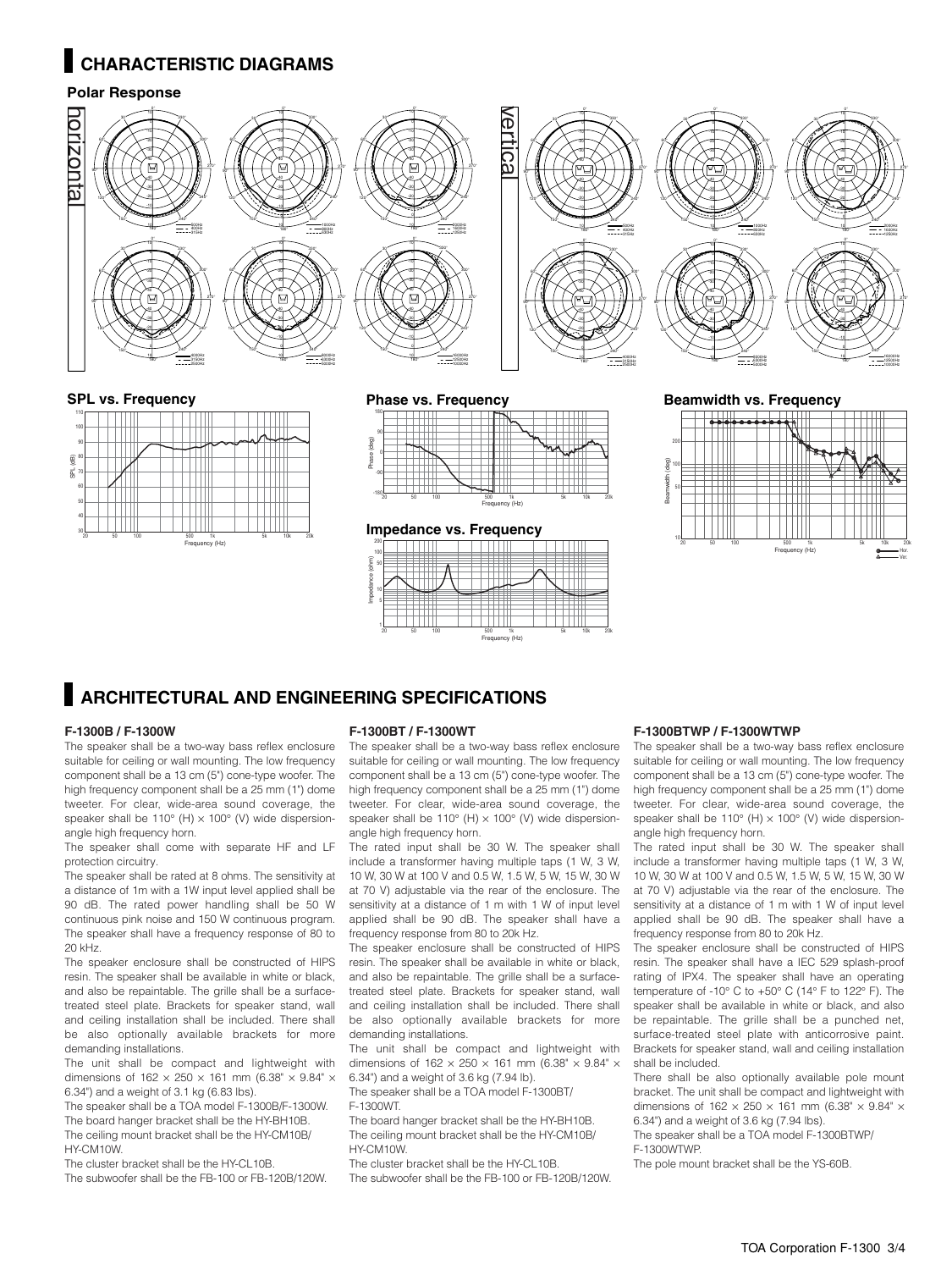## CHARACTERISTIC DIAGRAMS

### Polar Response

horizontal

vertical

### SPL vs. Frequency

### Phase vs. Frequency

### Beamwidth vs. Frequency

### Impedance vs. Frequency

## ARCHITECTURAL AND ENGINEERING SPECIFICATIONS

### F-1300B / F-1300W

The speaker shall be a two-way bass reflex enclosure suitable for ceiling or wall mounting. The low frequency component shall be a 13 cm (5") cone-type woofer. The high frequency component shall be a 25 mm (1") dome tweeter. For clear, wide-area sound coverage, the speaker shall be 110° (H) × 100° (V) wide dispersion-angle high frequency horn.

The speaker shall come with separate HF and LF protection circuitry.

The speaker shall be rated at 8 ohms. The sensitivity at a distance of 1m with a 1W input level applied shall be 90 dB. The rated power handling shall be 50 W continuous pink noise and 150 W continuous program. The speaker shall have a frequency response of 80 to 20 kHz.

The speaker enclosure shall be constructed of HIPS resin. The speaker shall be available in white or black, and also be repaintable. The grille shall be a surface-treated steel plate. Brackets for speaker stand, wall and ceiling installation shall be included. There shall be also optionally available brackets for more demanding installations.

The unit shall be compact and lightweight with dimensions of 162 × 250 × 161 mm (6.38" × 9.84" × 6.34") and a weight of 3.1 kg (6.83 lbs).

The speaker shall be a TOA model F-1300B/F-1300W.

The board hanger bracket shall be the HY-BH10B.

The ceiling mount bracket shall be the HY-CM10B/HY-CM10W.

The cluster bracket shall be the HY-CL10B.

The subwoofer shall be the FB-100 or FB-120B/120W.

### F-1300BT / F-1300WT

The speaker shall be a two-way bass reflex enclosure suitable for ceiling or wall mounting. The low frequency component shall be a 13 cm (5") cone-type woofer. The high frequency component shall be a 25 mm (1") dome tweeter. For clear, wide-area sound coverage, the speaker shall be 110° (H) × 100° (V) wide dispersion-angle high frequency horn.

The rated input shall be 30 W. The speaker shall include a transformer having multiple taps (1 W, 3 W, 10 W, 30 W at 100 V and 0.5 W, 1.5 W, 5 W, 15 W, 30 W at 70 V) adjustable via the rear of the enclosure. The sensitivity at a distance of 1 m with 1 W of input level applied shall be 90 dB. The speaker shall have a frequency response from 80 to 20k Hz.

The speaker enclosure shall be constructed of HIPS resin. The speaker shall be available in white or black, and also be repaintable. The grille shall be a surface-treated steel plate. Brackets for speaker stand, wall and ceiling installation shall be included. There shall be also optionally available brackets for more demanding installations.

The unit shall be compact and lightweight with dimensions of 162 × 250 × 161 mm (6.38" × 9.84" × 6.34") and a weight of 3.6 kg (7.94 lb).

The speaker shall be a TOA model F-1300BT/F-1300WT.

The board hanger bracket shall be the HY-BH10B.

The ceiling mount bracket shall be the HY-CM10B/HY-CM10W.

The cluster bracket shall be the HY-CL10B.

The subwoofer shall be the FB-100 or FB-120B/120W.

### F-1300BTWP / F-1300WTWP

The speaker shall be a two-way bass reflex enclosure suitable for ceiling or wall mounting. The low frequency component shall be a 13 cm (5") cone-type woofer. The high frequency component shall be a 25 mm (1") dome tweeter. For clear, wide-area sound coverage, the speaker shall be 110° (H) × 100° (V) wide dispersion-angle high frequency horn.

The rated input shall be 30 W. The speaker shall include a transformer having multiple taps (1 W, 3 W, 10 W, 30 W at 100 V and 0.5 W, 1.5 W, 5 W, 15 W, 30 W at 70 V) adjustable via the rear of the enclosure. The sensitivity at a distance of 1 m with 1 W of input level applied shall be 90 dB. The speaker shall have a frequency response from 80 to 20k Hz.

The speaker enclosure shall be constructed of HIPS resin. The speaker shall have a IEC 529 splash-proof rating of IPX4. The speaker shall have an operating temperature of -10° C to +50° C (14° F to 122° F). The speaker shall be available in white or black, and also be repaintable. The grille shall be a punched net, surface-treated steel plate with anticorrosive paint. Brackets for speaker stand, wall and ceiling installation shall be included.

There shall be also optionally available pole mount bracket. The unit shall be compact and lightweight with dimensions of 162 × 250 × 161 mm (6.38" × 9.84" × 6.34") and a weight of 3.6 kg (7.94 lbs).

The speaker shall be a TOA model F-1300BTWP/F-1300WTWP.

The pole mount bracket shall be the YS-60B.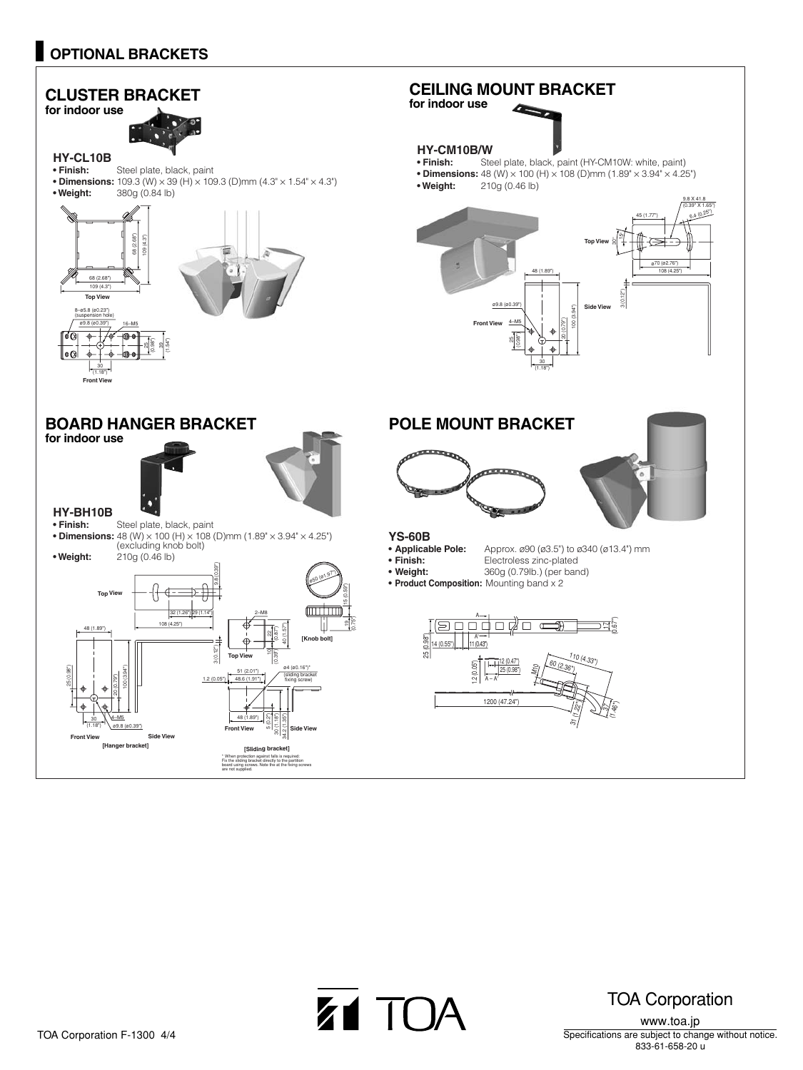## OPTIONAL BRACKETS

### CLUSTER BRACKET
**for indoor use**

**HY-CL10B**

- **Finish:** Steel plate, black, paint
- **Dimensions:** 109.3 (W) × 39 (H) × 109.3 (D)mm (4.3" × 1.54" × 4.3")
- **Weight:** 380g (0.84 lb)

68 (2.68")
109 (4.3")
68 (2.68")
109 (4.3")
Top View
8–ø5.8 (ø0.23") (suspension hole)
ø9.8 (ø0.39")
16–M5
25 (0.98")
39 (1.54")
30 (1.18")
Front View

### CEILING MOUNT BRACKET
**for indoor use**

**HY-CM10B/W**

- **Finish:** Steel plate, black, paint (HY-CM10W: white, paint)
- **Dimensions:** 48 (W) × 100 (H) × 108 (D)mm (1.89" × 3.94" × 4.25")
- **Weight:** 210g (0.46 lb)

9.8 X 41.8 (0.39" X 1.65")
45 (1.77")
6.4 (0.25")
Top View
30°
15°
ø70 (ø2.76")
108 (4.25")
48 (1.89")
ø9.8 (ø0.39")
Front View
4–M5
25 (0.98")
20 (0.79")
100 (3.94")
30 (1.18")
3 (0.12")
Side View

### BOARD HANGER BRACKET
**for indoor use**

**HY-BH10B**

- **Finish:** Steel plate, black, paint
- **Dimensions:** 48 (W) × 100 (H) × 108 (D)mm (1.89" × 3.94" × 4.25") (excluding knob bolt)
- **Weight:** 210g (0.46 lb)

Top View
9.8 (0.39")
32 (1.26")
29 (1.14")
108 (4.25")
48 (1.89")
3 (0.12")
25 (0.98")
20 (0.79")
100 (3.94")
30 (1.18")
4–M5
ø9.8 (ø0.39")
Front View
Side View
[Hanger bracket]

2–M8
22 (0.87")
40 (1.57")
10 (0.39")
Top View
ø4 (ø0.16")* (sliding bracket fixing screw)
51 (2.01")
1.2 (0.05")
48.6 (1.91")
48 (1.89")
5 (0.2")
30 (1.18")
34.2 (1.35")
Front View
Side View
[Sliding bracket]

ø50 (ø1.97")
15 (0.59")
19 (0.75")
[Knob bolt]

* When protection against falls is required: Fix the sliding bracket directly to the partition board using screws. Note the at the fixing screws are not supplied.

### POLE MOUNT BRACKET

**YS-60B**

- **Applicable Pole:** Approx. ø90 (ø3.5") to ø340 (ø13.4") mm
- **Finish:** Electroless zinc-plated
- **Weight:** 360g (0.79lb.) (per band)
- **Product Composition:** Mounting band x 2

A
A
25 (0.98")
14 (0.55")
11 (0.43")
17 (0.67")
12 (0.47")
25 (0.98")
1.2 (0.05")
A – A'
110 (4.33")
60 (2.36")
M10
1200 (47.24")
31 (1.22")
37 (1.46")

TOA Corporation F-1300

TOA Corporation
www.toa.jp
Specifications are subject to change without notice.
833-61-658-20 u